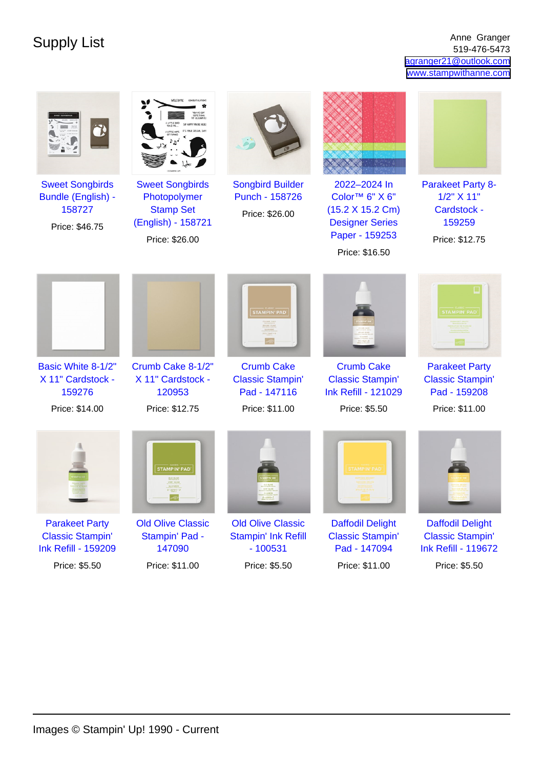# Supply List

Anne Granger
519-476-5473
agranger21@outlook.com
www.stampwithanne.com

| | | | | |
|---|---|---|---|---|
| Sweet Songbirds Bundle (English) - 158727<br>Price: $46.75 | Sweet Songbirds Photopolymer Stamp Set (English) - 158721<br>Price: $26.00 | Songbird Builder Punch - 158726<br>Price: $26.00 | 2022–2024 In Color™ 6" X 6" (15.2 X 15.2 Cm) Designer Series Paper - 159253<br>Price: $16.50 | Parakeet Party 8-1/2" X 11" Cardstock - 159259<br>Price: $12.75 |
| Basic White 8-1/2" X 11" Cardstock - 159276<br>Price: $14.00 | Crumb Cake 8-1/2" X 11" Cardstock - 120953<br>Price: $12.75 | Crumb Cake Classic Stampin' Pad - 147116<br>Price: $11.00 | Crumb Cake Classic Stampin' Ink Refill - 121029<br>Price: $5.50 | Parakeet Party Classic Stampin' Pad - 159208<br>Price: $11.00 |
| Parakeet Party Classic Stampin' Ink Refill - 159209<br>Price: $5.50 | Old Olive Classic Stampin' Pad - 147090<br>Price: $11.00 | Old Olive Classic Stampin' Ink Refill - 100531<br>Price: $5.50 | Daffodil Delight Classic Stampin' Pad - 147094<br>Price: $11.00 | Daffodil Delight Classic Stampin' Ink Refill - 119672<br>Price: $5.50 |

Images © Stampin' Up! 1990 - Current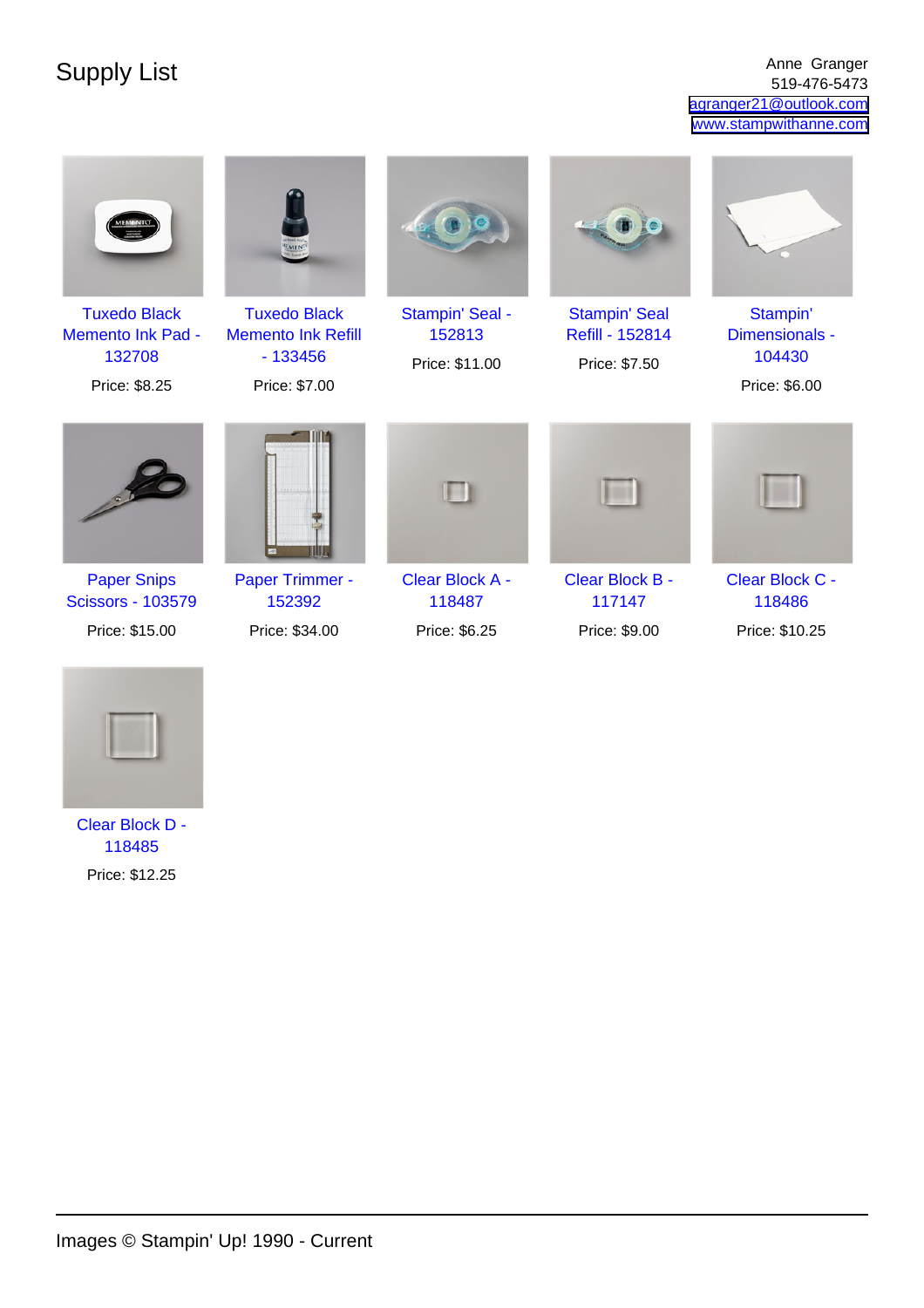# Supply List

Anne Granger
519-476-5473
agranger21@outlook.com
www.stampwithanne.com

Tuxedo Black Memento Ink Pad - 132708
Price: $8.25

Tuxedo Black Memento Ink Refill - 133456
Price: $7.00

Stampin' Seal - 152813
Price: $11.00

Stampin' Seal Refill - 152814
Price: $7.50

Stampin' Dimensionals - 104430
Price: $6.00

Paper Snips Scissors - 103579
Price: $15.00

Paper Trimmer - 152392
Price: $34.00

Clear Block A - 118487
Price: $6.25

Clear Block B - 117147
Price: $9.00

Clear Block C - 118486
Price: $10.25

Clear Block D - 118485
Price: $12.25

Images © Stampin' Up! 1990 - Current